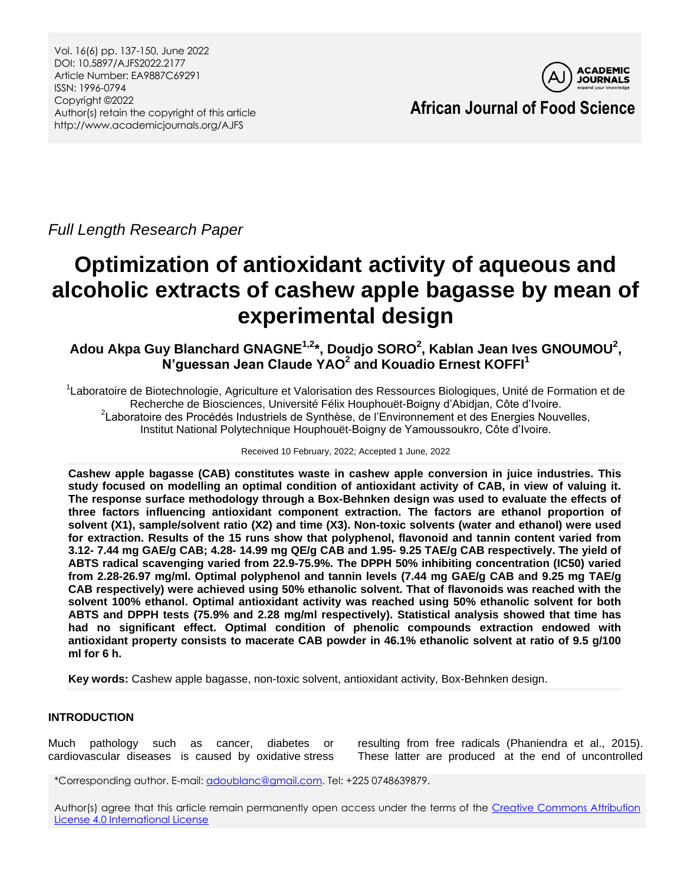*Full Length Research Paper*

# Optimization of antioxidant activity of aqueous and alcoholic extracts of cashew apple bagasse by mean of experimental design

**Adou Akpa Guy Blanchard GNAGNE[1,2]*, Doudjo SORO[2], Kablan Jean Ives GNOUMOU[2], N'guessan Jean Claude YAO[2] and Kouadio Ernest KOFFI[1]**

[1]Laboratoire de Biotechnologie, Agriculture et Valorisation des Ressources Biologiques, Unité de Formation et de Recherche de Biosciences, Université Félix Houphouët-Boigny d'Abidjan, Côte d'Ivoire.
[2]Laboratoire des Procédés Industriels de Synthèse, de l'Environnement et des Energies Nouvelles, Institut National Polytechnique Houphouët-Boigny de Yamoussoukro, Côte d'Ivoire.

Received 10 February, 2022; Accepted 1 June, 2022

**Cashew apple bagasse (CAB) constitutes waste in cashew apple conversion in juice industries. This study focused on modelling an optimal condition of antioxidant activity of CAB, in view of valuing it. The response surface methodology through a Box-Behnken design was used to evaluate the effects of three factors influencing antioxidant component extraction. The factors are ethanol proportion of solvent (X1), sample/solvent ratio (X2) and time (X3). Non-toxic solvents (water and ethanol) were used for extraction. Results of the 15 runs show that polyphenol, flavonoid and tannin content varied from 3.12- 7.44 mg GAE/g CAB; 4.28- 14.99 mg QE/g CAB and 1.95- 9.25 TAE/g CAB respectively. The yield of ABTS radical scavenging varied from 22.9-75.9%. The DPPH 50% inhibiting concentration (IC50) varied from 2.28-26.97 mg/ml. Optimal polyphenol and tannin levels (7.44 mg GAE/g CAB and 9.25 mg TAE/g CAB respectively) were achieved using 50% ethanolic solvent. That of flavonoids was reached with the solvent 100% ethanol. Optimal antioxidant activity was reached using 50% ethanolic solvent for both ABTS and DPPH tests (75.9% and 2.28 mg/ml respectively). Statistical analysis showed that time has had no significant effect. Optimal condition of phenolic compounds extraction endowed with antioxidant property consists to macerate CAB powder in 46.1% ethanolic solvent at ratio of 9.5 g/100 ml for 6 h.**

**Key words:** Cashew apple bagasse, non-toxic solvent, antioxidant activity, Box-Behnken design.

## INTRODUCTION

Much pathology such as cancer, diabetes or cardiovascular diseases is caused by oxidative stress resulting from free radicals (Phaniendra et al., 2015). These latter are produced at the end of uncontrolled

*Corresponding author. E-mail: adoublanc@gmail.com. Tel: +225 0748639879.

Author(s) agree that this article remain permanently open access under the terms of the Creative Commons Attribution License 4.0 International License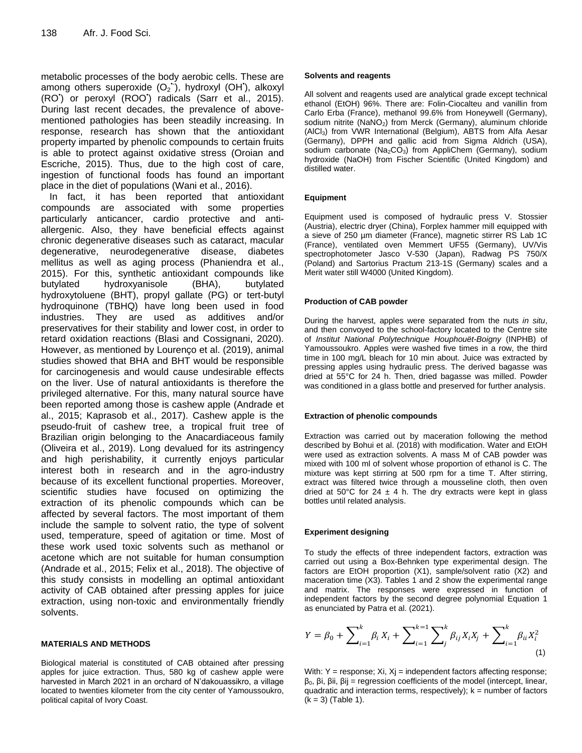metabolic processes of the body aerobic cells. These are among others superoxide ($O_2^{\bullet-}$), hydroxyl ($OH^{\bullet}$), alkoxyl ($RO^{\bullet}$) or peroxyl ($ROO^{\bullet}$) radicals (Sarr et al., 2015). During last recent decades, the prevalence of above-mentioned pathologies has been steadily increasing. In response, research has shown that the antioxidant property imparted by phenolic compounds to certain fruits is able to protect against oxidative stress (Oroian and Escriche, 2015). Thus, due to the high cost of care, ingestion of functional foods has found an important place in the diet of populations (Wani et al., 2016).

In fact, it has been reported that antioxidant compounds are associated with some properties particularly anticancer, cardio protective and anti-allergenic. Also, they have beneficial effects against chronic degenerative diseases such as cataract, macular degenerative, neurodegenerative disease, diabetes mellitus as well as aging process (Phaniendra et al., 2015). For this, synthetic antioxidant compounds like butylated hydroxyanisole (BHA), butylated hydroxytoluene (BHT), propyl gallate (PG) or tert-butyl hydroquinone (TBHQ) have long been used in food industries. They are used as additives and/or preservatives for their stability and lower cost, in order to retard oxidation reactions (Blasi and Cossignani, 2020). However, as mentioned by Lourenço et al. (2019), animal studies showed that BHA and BHT would be responsible for carcinogenesis and would cause undesirable effects on the liver. Use of natural antioxidants is therefore the privileged alternative. For this, many natural source have been reported among those is cashew apple (Andrade et al., 2015; Kaprasob et al., 2017). Cashew apple is the pseudo-fruit of cashew tree, a tropical fruit tree of Brazilian origin belonging to the Anacardiaceous family (Oliveira et al., 2019). Long devalued for its astringency and high perishability, it currently enjoys particular interest both in research and in the agro-industry because of its excellent functional properties. Moreover, scientific studies have focused on optimizing the extraction of its phenolic compounds which can be affected by several factors. The most important of them include the sample to solvent ratio, the type of solvent used, temperature, speed of agitation or time. Most of these work used toxic solvents such as methanol or acetone which are not suitable for human consumption (Andrade et al., 2015; Felix et al., 2018). The objective of this study consists in modelling an optimal antioxidant activity of CAB obtained after pressing apples for juice extraction, using non-toxic and environmentally friendly solvents.

## MATERIALS AND METHODS

Biological material is constituted of CAB obtained after pressing apples for juice extraction. Thus, 580 kg of cashew apple were harvested in March 2021 in an orchard of N'dakouassikro, a village located to twenties kilometer from the city center of Yamoussoukro, political capital of Ivory Coast.

### Solvents and reagents

All solvent and reagents used are analytical grade except technical ethanol (EtOH) 96%. There are: Folin-Ciocalteu and vanillin from Carlo Erba (France), methanol 99.6% from Honeywell (Germany), sodium nitrite ($NaNO_2$) from Merck (Germany), aluminum chloride ($AlCl_3$) from VWR International (Belgium), ABTS from Alfa Aesar (Germany), DPPH and gallic acid from Sigma Aldrich (USA), sodium carbonate ($Na_2CO_3$) from AppliChem (Germany), sodium hydroxide (NaOH) from Fischer Scientific (United Kingdom) and distilled water.

### Equipment

Equipment used is composed of hydraulic press V. Stossier (Austria), electric dryer (China), Forplex hammer mill equipped with a sieve of 250 µm diameter (France), magnetic stirrer RS Lab 1C (France), ventilated oven Memmert UF55 (Germany), UV/Vis spectrophotometer Jasco V-530 (Japan), Radwag PS 750/X (Poland) and Sartorius Practum 213-1S (Germany) scales and a Merit water still W4000 (United Kingdom).

### Production of CAB powder

During the harvest, apples were separated from the nuts *in situ*, and then convoyed to the school-factory located to the Centre site of *Institut National Polytechnique Houphouët-Boigny* (INPHB) of Yamoussoukro. Apples were washed five times in a row, the third time in 100 mg/L bleach for 10 min about. Juice was extracted by pressing apples using hydraulic press. The derived bagasse was dried at 55°C for 24 h. Then, dried bagasse was milled. Powder was conditioned in a glass bottle and preserved for further analysis.

### Extraction of phenolic compounds

Extraction was carried out by maceration following the method described by Bohui et al. (2018) with modification. Water and EtOH were used as extraction solvents. A mass M of CAB powder was mixed with 100 ml of solvent whose proportion of ethanol is C. The mixture was kept stirring at 500 rpm for a time T. After stirring, extract was filtered twice through a mousseline cloth, then oven dried at 50°C for 24 ± 4 h. The dry extracts were kept in glass bottles until related analysis.

### Experiment designing

To study the effects of three independent factors, extraction was carried out using a Box-Behnken type experimental design. The factors are EtOH proportion (X1), sample/solvent ratio (X2) and maceration time (X3). Tables 1 and 2 show the experimental range and matrix. The responses were expressed in function of independent factors by the second degree polynomial Equation 1 as enunciated by Patra et al. (2021).

$$Y = \beta_0 + \sum_{i=1}^{k} \beta_i X_i + \sum_{i=1}^{k=1} \sum_{j}^{k} \beta_{ij} X_i X_j + \sum_{i=1}^{k} \beta_{ii} X_i^2 \quad (1)$$

With: Y = response; Xi, Xj = independent factors affecting response; $\beta_0$, $\beta i$, $\beta ii$, $\beta ij$ = regression coefficients of the model (intercept, linear, quadratic and interaction terms, respectively); k = number of factors (k = 3) (Table 1).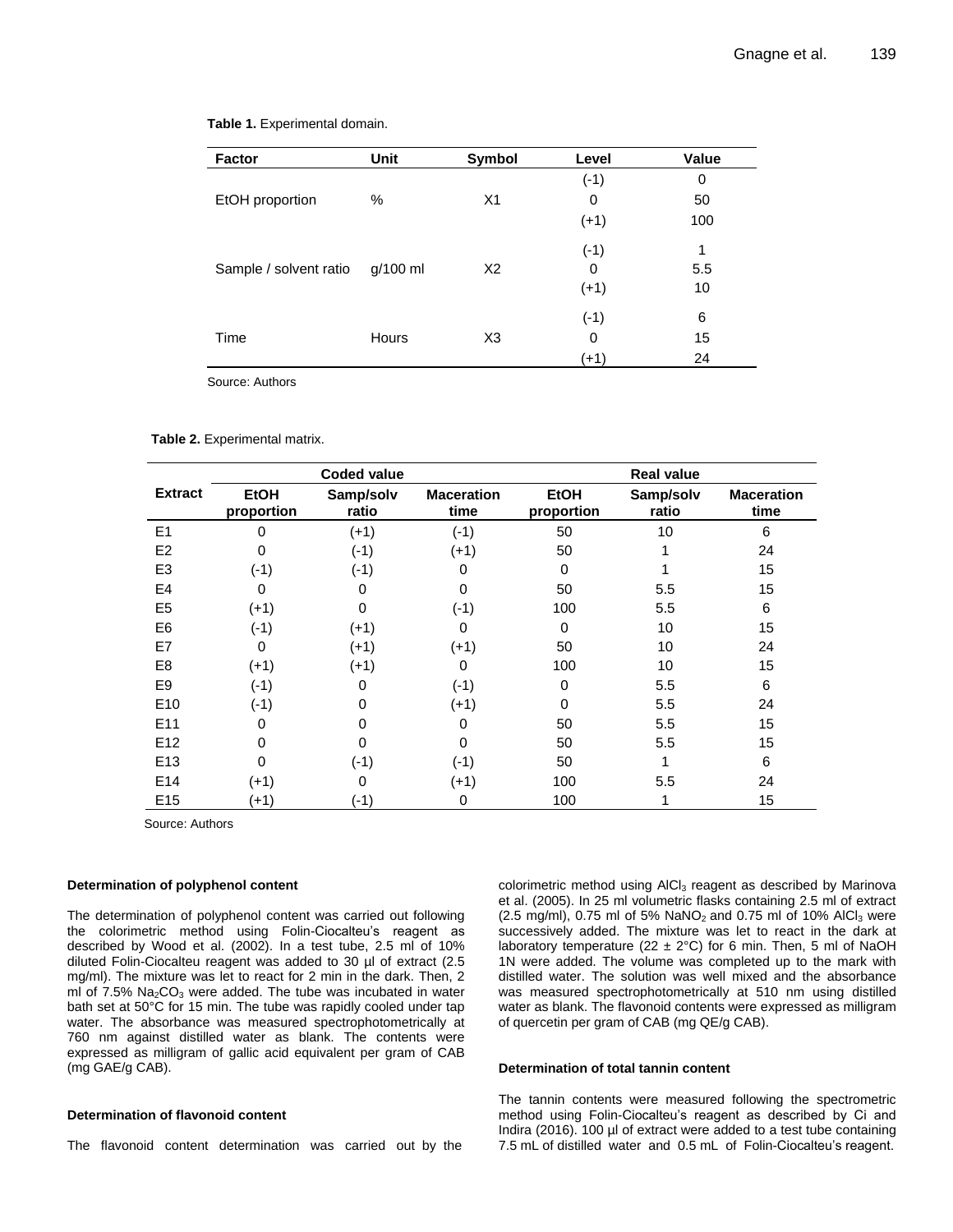**Table 1.** Experimental domain.

| Factor | Unit | Symbol | Level | Value |
|---|---|---|---|---|
| | | | (-1) | 0 |
| EtOH proportion | % | X1 | 0 | 50 |
| | | | (+1) | 100 |
| | | | (-1) | 1 |
| Sample / solvent ratio | g/100 ml | X2 | 0 | 5.5 |
| | | | (+1) | 10 |
| | | | (-1) | 6 |
| Time | Hours | X3 | 0 | 15 |
| | | | (+1) | 24 |

Source: Authors

**Table 2.** Experimental matrix.

| Extract | Coded value | | | Real value | | |
|---|---|---|---|---|---|---|
| | EtOH proportion | Samp/solv ratio | Maceration time | EtOH proportion | Samp/solv ratio | Maceration time |
| E1 | 0 | (+1) | (-1) | 50 | 10 | 6 |
| E2 | 0 | (-1) | (+1) | 50 | 1 | 24 |
| E3 | (-1) | (-1) | 0 | 0 | 1 | 15 |
| E4 | 0 | 0 | 0 | 50 | 5.5 | 15 |
| E5 | (+1) | 0 | (-1) | 100 | 5.5 | 6 |
| E6 | (-1) | (+1) | 0 | 0 | 10 | 15 |
| E7 | 0 | (+1) | (+1) | 50 | 10 | 24 |
| E8 | (+1) | (+1) | 0 | 100 | 10 | 15 |
| E9 | (-1) | 0 | (-1) | 0 | 5.5 | 6 |
| E10 | (-1) | 0 | (+1) | 0 | 5.5 | 24 |
| E11 | 0 | 0 | 0 | 50 | 5.5 | 15 |
| E12 | 0 | 0 | 0 | 50 | 5.5 | 15 |
| E13 | 0 | (-1) | (-1) | 50 | 1 | 6 |
| E14 | (+1) | 0 | (+1) | 100 | 5.5 | 24 |
| E15 | (+1) | (-1) | 0 | 100 | 1 | 15 |

Source: Authors

#### Determination of polyphenol content

The determination of polyphenol content was carried out following the colorimetric method using Folin-Ciocalteu's reagent as described by Wood et al. (2002). In a test tube, 2.5 ml of 10% diluted Folin-Ciocalteu reagent was added to 30 µl of extract (2.5 mg/ml). The mixture was let to react for 2 min in the dark. Then, 2 ml of 7.5% $Na_2CO_3$ were added. The tube was incubated in water bath set at 50°C for 15 min. The tube was rapidly cooled under tap water. The absorbance was measured spectrophotometrically at 760 nm against distilled water as blank. The contents were expressed as milligram of gallic acid equivalent per gram of CAB (mg GAE/g CAB).

#### Determination of flavonoid content

The flavonoid content determination was carried out by the colorimetric method using $AlCl_3$ reagent as described by Marinova et al. (2005). In 25 ml volumetric flasks containing 2.5 ml of extract (2.5 mg/ml), 0.75 ml of 5% $NaNO_2$ and 0.75 ml of 10% $AlCl_3$ were successively added. The mixture was let to react in the dark at laboratory temperature (22 ± 2°C) for 6 min. Then, 5 ml of NaOH 1N were added. The volume was completed up to the mark with distilled water. The solution was well mixed and the absorbance was measured spectrophotometrically at 510 nm using distilled water as blank. The flavonoid contents were expressed as milligram of quercetin per gram of CAB (mg QE/g CAB).

#### Determination of total tannin content

The tannin contents were measured following the spectrometric method using Folin-Ciocalteu's reagent as described by Ci and Indira (2016). 100 µl of extract were added to a test tube containing 7.5 mL of distilled water and 0.5 mL of Folin-Ciocalteu's reagent.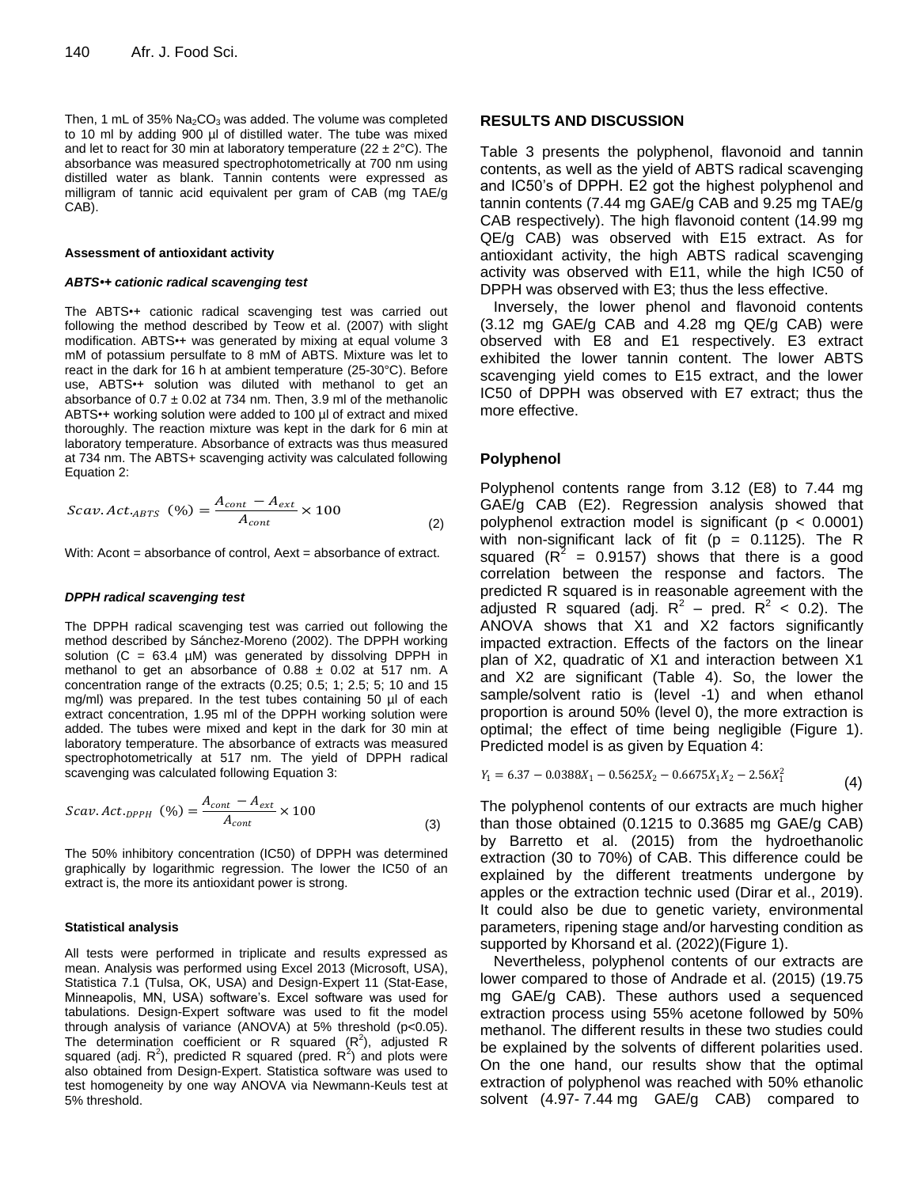Then, 1 mL of 35% $Na_2CO_3$ was added. The volume was completed to 10 ml by adding 900 µl of distilled water. The tube was mixed and let to react for 30 min at laboratory temperature (22 ± 2°C). The absorbance was measured spectrophotometrically at 700 nm using distilled water as blank. Tannin contents were expressed as milligram of tannic acid equivalent per gram of CAB (mg TAE/g CAB).

#### Assessment of antioxidant activity

##### *ABTS•+ cationic radical scavenging test*

The ABTS•+ cationic radical scavenging test was carried out following the method described by Teow et al. (2007) with slight modification. ABTS•+ was generated by mixing at equal volume 3 mM of potassium persulfate to 8 mM of ABTS. Mixture was let to react in the dark for 16 h at ambient temperature (25-30°C). Before use, ABTS•+ solution was diluted with methanol to get an absorbance of 0.7 ± 0.02 at 734 nm. Then, 3.9 ml of the methanolic ABTS•+ working solution were added to 100 µl of extract and mixed thoroughly. The reaction mixture was kept in the dark for 6 min at laboratory temperature. Absorbance of extracts was thus measured at 734 nm. The ABTS+ scavenging activity was calculated following Equation 2:

$$Scav.Act._{ABTS}\ (\%) = \frac{A_{cont} - A_{ext}}{A_{cont}} \times 100 \quad (2)$$

With: Acont = absorbance of control, Aext = absorbance of extract.

##### *DPPH radical scavenging test*

The DPPH radical scavenging test was carried out following the method described by Sánchez-Moreno (2002). The DPPH working solution (C = 63.4 µM) was generated by dissolving DPPH in methanol to get an absorbance of 0.88 ± 0.02 at 517 nm. A concentration range of the extracts (0.25; 0.5; 1; 2.5; 5; 10 and 15 mg/ml) was prepared. In the test tubes containing 50 µl of each extract concentration, 1.95 ml of the DPPH working solution were added. The tubes were mixed and kept in the dark for 30 min at laboratory temperature. The absorbance of extracts was measured spectrophotometrically at 517 nm. The yield of DPPH radical scavenging was calculated following Equation 3:

$$Scav.Act._{DPPH}\ (\%) = \frac{A_{cont} - A_{ext}}{A_{cont}} \times 100 \quad (3)$$

The 50% inhibitory concentration (IC50) of DPPH was determined graphically by logarithmic regression. The lower the IC50 of an extract is, the more its antioxidant power is strong.

#### Statistical analysis

All tests were performed in triplicate and results expressed as mean. Analysis was performed using Excel 2013 (Microsoft, USA), Statistica 7.1 (Tulsa, OK, USA) and Design-Expert 11 (Stat-Ease, Minneapolis, MN, USA) software's. Excel software was used for tabulations. Design-Expert software was used to fit the model through analysis of variance (ANOVA) at 5% threshold ($p<0.05$). The determination coefficient or R squared ($R^2$), adjusted R squared (adj. $R^2$), predicted R squared (pred. $R^2$) and plots were also obtained from Design-Expert. Statistica software was used to test homogeneity by one way ANOVA via Newmann-Keuls test at 5% threshold.

## RESULTS AND DISCUSSION

Table 3 presents the polyphenol, flavonoid and tannin contents, as well as the yield of ABTS radical scavenging and IC50's of DPPH. E2 got the highest polyphenol and tannin contents (7.44 mg GAE/g CAB and 9.25 mg TAE/g CAB respectively). The high flavonoid content (14.99 mg QE/g CAB) was observed with E15 extract. As for antioxidant activity, the high ABTS radical scavenging activity was observed with E11, while the high IC50 of DPPH was observed with E3; thus the less effective.

Inversely, the lower phenol and flavonoid contents (3.12 mg GAE/g CAB and 4.28 mg QE/g CAB) were observed with E8 and E1 respectively. E3 extract exhibited the lower tannin content. The lower ABTS scavenging yield comes to E15 extract, and the lower IC50 of DPPH was observed with E7 extract; thus the more effective.

### Polyphenol

Polyphenol contents range from 3.12 (E8) to 7.44 mg GAE/g CAB (E2). Regression analysis showed that polyphenol extraction model is significant ($p < 0.0001$) with non-significant lack of fit ($p = 0.1125$). The R squared ($R^2 = 0.9157$) shows that there is a good correlation between the response and factors. The predicted R squared is in reasonable agreement with the adjusted R squared (adj. $R^2$ – pred. $R^2 < 0.2$). The ANOVA shows that X1 and X2 factors significantly impacted extraction. Effects of the factors on the linear plan of X2, quadratic of X1 and interaction between X1 and X2 are significant (Table 4). So, the lower the sample/solvent ratio is (level -1) and when ethanol proportion is around 50% (level 0), the more extraction is optimal; the effect of time being negligible (Figure 1). Predicted model is as given by Equation 4:

$$Y_1 = 6.37 - 0.0388X_1 - 0.5625X_2 - 0.6675X_1X_2 - 2.56X_1^2 \quad (4)$$

The polyphenol contents of our extracts are much higher than those obtained (0.1215 to 0.3685 mg GAE/g CAB) by Barretto et al. (2015) from the hydroethanolic extraction (30 to 70%) of CAB. This difference could be explained by the different treatments undergone by apples or the extraction technic used (Dirar et al., 2019). It could also be due to genetic variety, environmental parameters, ripening stage and/or harvesting condition as supported by Khorsand et al. (2022)(Figure 1).

Nevertheless, polyphenol contents of our extracts are lower compared to those of Andrade et al. (2015) (19.75 mg GAE/g CAB). These authors used a sequenced extraction process using 55% acetone followed by 50% methanol. The different results in these two studies could be explained by the solvents of different polarities used. On the one hand, our results show that the optimal extraction of polyphenol was reached with 50% ethanolic solvent (4.97- 7.44 mg GAE/g CAB) compared to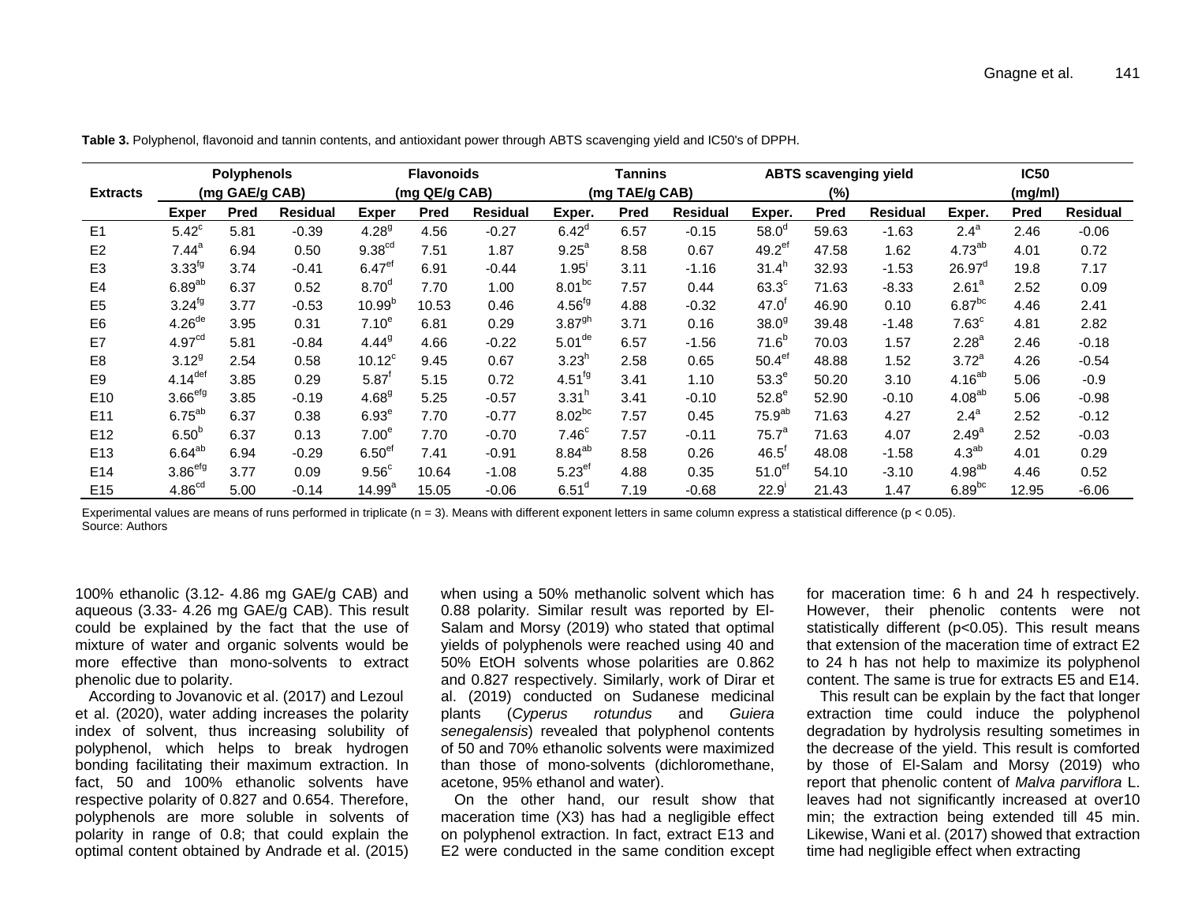**Table 3.** Polyphenol, flavonoid and tannin contents, and antioxidant power through ABTS scavenging yield and IC50's of DPPH.

| Extracts | Polyphenols (mg GAE/g CAB) | | | Flavonoids (mg QE/g CAB) | | | Tannins (mg TAE/g CAB) | | | ABTS scavenging yield (%) | | | IC50 (mg/ml) | | |
|---|---|---|---|---|---|---|---|---|---|---|---|---|---|---|---|
| | Exper | Pred | Residual | Exper | Pred | Residual | Exper. | Pred | Residual | Exper. | Pred | Residual | Exper. | Pred | Residual |
| E1 | $5.42^{c}$ | 5.81 | -0.39 | $4.28^{g}$ | 4.56 | -0.27 | $6.42^{d}$ | 6.57 | -0.15 | $58.0^{d}$ | 59.63 | -1.63 | $2.4^{a}$ | 2.46 | -0.06 |
| E2 | $7.44^{a}$ | 6.94 | 0.50 | $9.38^{cd}$ | 7.51 | 1.87 | $9.25^{a}$ | 8.58 | 0.67 | $49.2^{ef}$ | 47.58 | 1.62 | $4.73^{ab}$ | 4.01 | 0.72 |
| E3 | $3.33^{fg}$ | 3.74 | -0.41 | $6.47^{ef}$ | 6.91 | -0.44 | $1.95^{i}$ | 3.11 | -1.16 | $31.4^{h}$ | 32.93 | -1.53 | $26.97^{d}$ | 19.8 | 7.17 |
| E4 | $6.89^{ab}$ | 6.37 | 0.52 | $8.70^{d}$ | 7.70 | 1.00 | $8.01^{bc}$ | 7.57 | 0.44 | $63.3^{c}$ | 71.63 | -8.33 | $2.61^{a}$ | 2.52 | 0.09 |
| E5 | $3.24^{fg}$ | 3.77 | -0.53 | $10.99^{b}$ | 10.53 | 0.46 | $4.56^{fg}$ | 4.88 | -0.32 | $47.0^{f}$ | 46.90 | 0.10 | $6.87^{bc}$ | 4.46 | 2.41 |
| E6 | $4.26^{de}$ | 3.95 | 0.31 | $7.10^{e}$ | 6.81 | 0.29 | $3.87^{gh}$ | 3.71 | 0.16 | $38.0^{g}$ | 39.48 | -1.48 | $7.63^{c}$ | 4.81 | 2.82 |
| E7 | $4.97^{cd}$ | 5.81 | -0.84 | $4.44^{g}$ | 4.66 | -0.22 | $5.01^{de}$ | 6.57 | -1.56 | $71.6^{b}$ | 70.03 | 1.57 | $2.28^{a}$ | 2.46 | -0.18 |
| E8 | $3.12^{g}$ | 2.54 | 0.58 | $10.12^{c}$ | 9.45 | 0.67 | $3.23^{h}$ | 2.58 | 0.65 | $50.4^{ef}$ | 48.88 | 1.52 | $3.72^{a}$ | 4.26 | -0.54 |
| E9 | $4.14^{def}$ | 3.85 | 0.29 | $5.87^{f}$ | 5.15 | 0.72 | $4.51^{fg}$ | 3.41 | 1.10 | $53.3^{e}$ | 50.20 | 3.10 | $4.16^{ab}$ | 5.06 | -0.9 |
| E10 | $3.66^{efg}$ | 3.85 | -0.19 | $4.68^{g}$ | 5.25 | -0.57 | $3.31^{h}$ | 3.41 | -0.10 | $52.8^{e}$ | 52.90 | -0.10 | $4.08^{ab}$ | 5.06 | -0.98 |
| E11 | $6.75^{ab}$ | 6.37 | 0.38 | $6.93^{e}$ | 7.70 | -0.77 | $8.02^{bc}$ | 7.57 | 0.45 | $75.9^{ab}$ | 71.63 | 4.27 | $2.4^{a}$ | 2.52 | -0.12 |
| E12 | $6.50^{b}$ | 6.37 | 0.13 | $7.00^{e}$ | 7.70 | -0.70 | $7.46^{c}$ | 7.57 | -0.11 | $75.7^{a}$ | 71.63 | 4.07 | $2.49^{a}$ | 2.52 | -0.03 |
| E13 | $6.64^{ab}$ | 6.94 | -0.29 | $6.50^{ef}$ | 7.41 | -0.91 | $8.84^{ab}$ | 8.58 | 0.26 | $46.5^{f}$ | 48.08 | -1.58 | $4.3^{ab}$ | 4.01 | 0.29 |
| E14 | $3.86^{efg}$ | 3.77 | 0.09 | $9.56^{c}$ | 10.64 | -1.08 | $5.23^{ef}$ | 4.88 | 0.35 | $51.0^{ef}$ | 54.10 | -3.10 | $4.98^{ab}$ | 4.46 | 0.52 |
| E15 | $4.86^{cd}$ | 5.00 | -0.14 | $14.99^{a}$ | 15.05 | -0.06 | $6.51^{d}$ | 7.19 | -0.68 | $22.9^{i}$ | 21.43 | 1.47 | $6.89^{bc}$ | 12.95 | -6.06 |

Experimental values are means of runs performed in triplicate (n = 3). Means with different exponent letters in same column express a statistical difference ($p < 0.05$).
Source: Authors

100% ethanolic (3.12- 4.86 mg GAE/g CAB) and aqueous (3.33- 4.26 mg GAE/g CAB). This result could be explained by the fact that the use of mixture of water and organic solvents would be more effective than mono-solvents to extract phenolic due to polarity.

According to Jovanovic et al. (2017) and Lezoul et al. (2020), water adding increases the polarity index of solvent, thus increasing solubility of polyphenol, which helps to break hydrogen bonding facilitating their maximum extraction. In fact, 50 and 100% ethanolic solvents have respective polarity of 0.827 and 0.654. Therefore, polyphenols are more soluble in solvents of polarity in range of 0.8; that could explain the optimal content obtained by Andrade et al. (2015) when using a 50% methanolic solvent which has 0.88 polarity. Similar result was reported by El-Salam and Morsy (2019) who stated that optimal yields of polyphenols were reached using 40 and 50% EtOH solvents whose polarities are 0.862 and 0.827 respectively. Similarly, work of Dirar et al. (2019) conducted on Sudanese medicinal plants (*Cyperus rotundus* and *Guiera senegalensis*) revealed that polyphenol contents of 50 and 70% ethanolic solvents were maximized than those of mono-solvents (dichloromethane, acetone, 95% ethanol and water).

On the other hand, our result show that maceration time (X3) has had a negligible effect on polyphenol extraction. In fact, extract E13 and E2 were conducted in the same condition except for maceration time: 6 h and 24 h respectively. However, their phenolic contents were not statistically different (p<0.05). This result means that extension of the maceration time of extract E2 to 24 h has not help to maximize its polyphenol content. The same is true for extracts E5 and E14.

This result can be explain by the fact that longer extraction time could induce the polyphenol degradation by hydrolysis resulting sometimes in the decrease of the yield. This result is comforted by those of El-Salam and Morsy (2019) who report that phenolic content of *Malva parviflora* L. leaves had not significantly increased at over10 min; the extraction being extended till 45 min. Likewise, Wani et al. (2017) showed that extraction time had negligible effect when extracting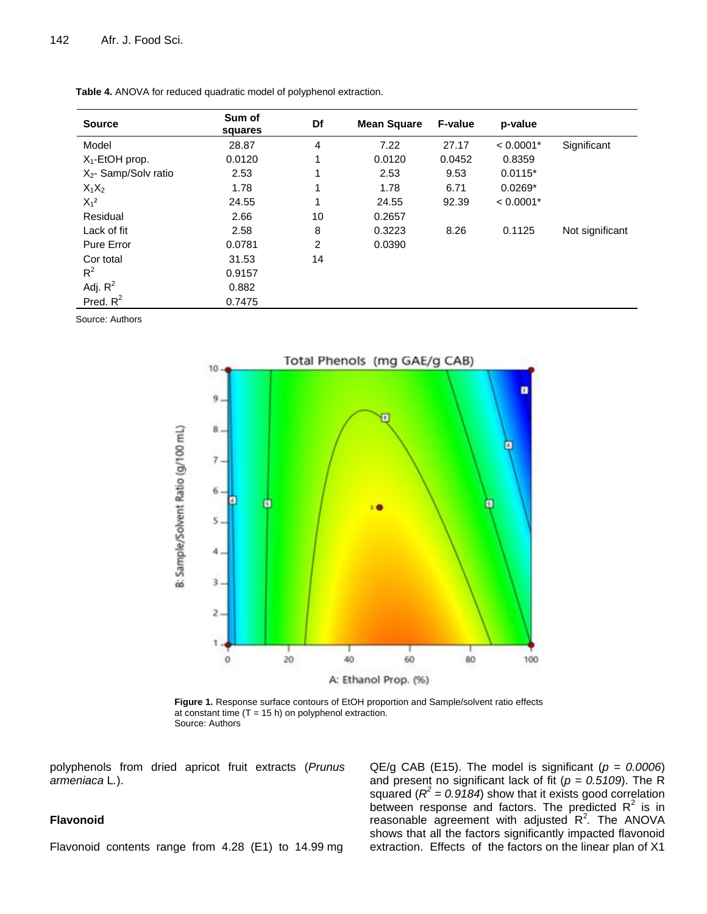**Table 4.** ANOVA for reduced quadratic model of polyphenol extraction.

| Source | Sum of squares | Df | Mean Square | F-value | p-value | |
|---|---|---|---|---|---|---|
| Model | 28.87 | 4 | 7.22 | 27.17 | < 0.0001* | Significant |
| $X_1$-EtOH prop. | 0.0120 | 1 | 0.0120 | 0.0452 | 0.8359 | |
| $X_2$- Samp/Solv ratio | 2.53 | 1 | 2.53 | 9.53 | 0.0115* | |
| $X_1X_2$ | 1.78 | 1 | 1.78 | 6.71 | 0.0269* | |
| $X_1^2$ | 24.55 | 1 | 24.55 | 92.39 | < 0.0001* | |
| Residual | 2.66 | 10 | 0.2657 | | | |
| Lack of fit | 2.58 | 8 | 0.3223 | 8.26 | 0.1125 | Not significant |
| Pure Error | 0.0781 | 2 | 0.0390 | | | |
| Cor total | 31.53 | 14 | | | | |
| $R^2$ | 0.9157 | | | | | |
| Adj. $R^2$ | 0.882 | | | | | |
| Pred. $R^2$ | 0.7475 | | | | | |

Source: Authors

**Figure 1.** Response surface contours of EtOH proportion and Sample/solvent ratio effects at constant time (T = 15 h) on polyphenol extraction.
Source: Authors

polyphenols from dried apricot fruit extracts (*Prunus armeniaca* L.).

## Flavonoid

Flavonoid contents range from 4.28 (E1) to 14.99 mg QE/g CAB (E15). The model is significant ($p = 0.0006$) and present no significant lack of fit ($p = 0.5109$). The R squared ($R^2 = 0.9184$) show that it exists good correlation between response and factors. The predicted $R^2$ is in reasonable agreement with adjusted $R^2$. The ANOVA shows that all the factors significantly impacted flavonoid extraction. Effects of the factors on the linear plan of X1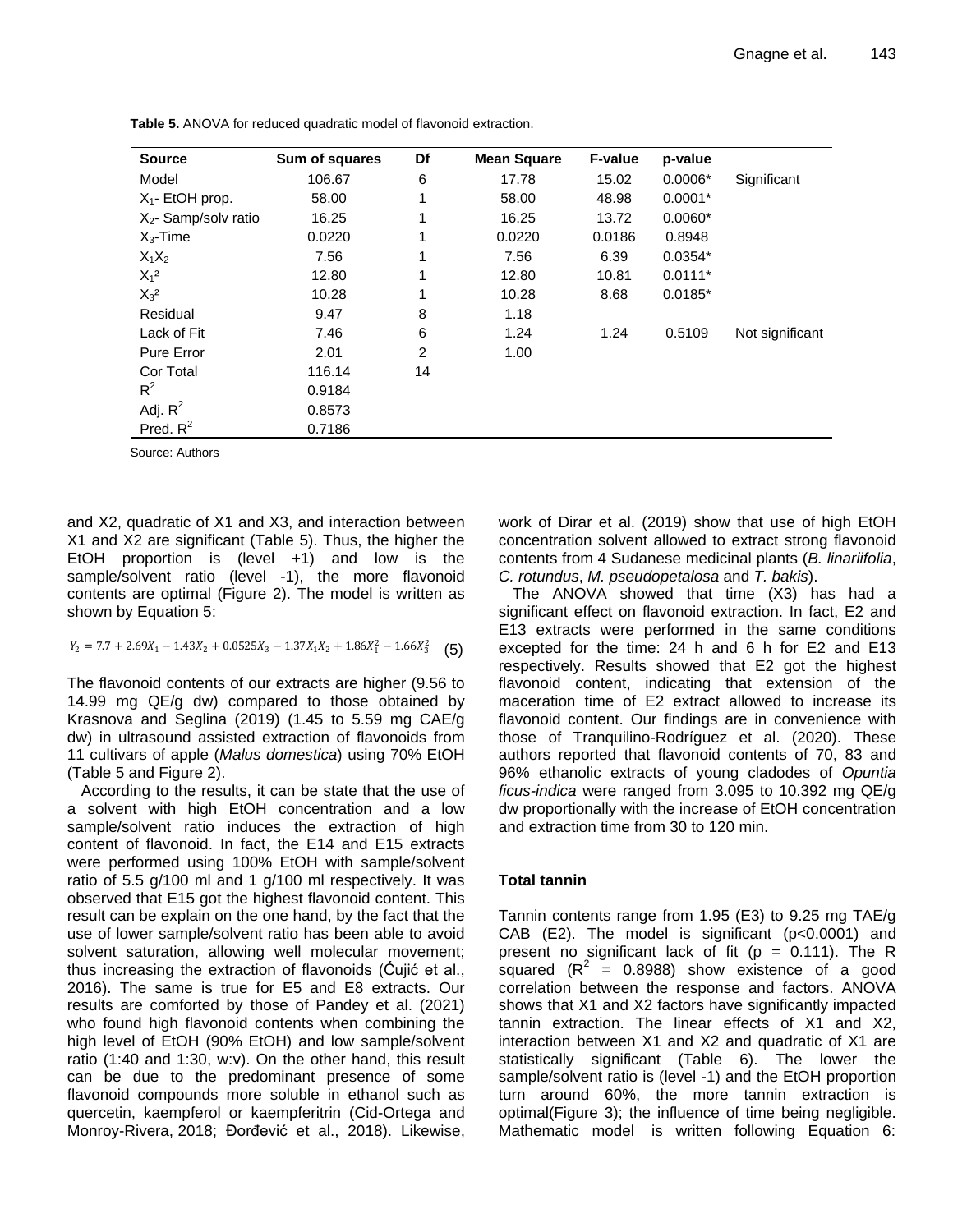**Table 5.** ANOVA for reduced quadratic model of flavonoid extraction.

| Source | Sum of squares | Df | Mean Square | F-value | p-value | |
|---|---|---|---|---|---|---|
| Model | 106.67 | 6 | 17.78 | 15.02 | 0.0006* | Significant |
| $X_1$- EtOH prop. | 58.00 | 1 | 58.00 | 48.98 | 0.0001* | |
| $X_2$- Samp/solv ratio | 16.25 | 1 | 16.25 | 13.72 | 0.0060* | |
| $X_3$-Time | 0.0220 | 1 | 0.0220 | 0.0186 | 0.8948 | |
| $X_1X_2$ | 7.56 | 1 | 7.56 | 6.39 | 0.0354* | |
| $X_1^2$ | 12.80 | 1 | 12.80 | 10.81 | 0.0111* | |
| $X_3^2$ | 10.28 | 1 | 10.28 | 8.68 | 0.0185* | |
| Residual | 9.47 | 8 | 1.18 | | | |
| Lack of Fit | 7.46 | 6 | 1.24 | 1.24 | 0.5109 | Not significant |
| Pure Error | 2.01 | 2 | 1.00 | | | |
| Cor Total | 116.14 | 14 | | | | |
| $R^2$ | 0.9184 | | | | | |
| Adj. $R^2$ | 0.8573 | | | | | |
| Pred. $R^2$ | 0.7186 | | | | | |

Source: Authors

and X2, quadratic of X1 and X3, and interaction between X1 and X2 are significant (Table 5). Thus, the higher the EtOH proportion is (level +1) and low is the sample/solvent ratio (level -1), the more flavonoid contents are optimal (Figure 2). The model is written as shown by Equation 5:

$$Y_2 = 7.7 + 2.69X_1 - 1.43X_2 + 0.0525X_3 - 1.37X_1X_2 + 1.86X_1^2 - 1.66X_3^2 \quad (5)$$

The flavonoid contents of our extracts are higher (9.56 to 14.99 mg QE/g dw) compared to those obtained by Krasnova and Seglina (2019) (1.45 to 5.59 mg CAE/g dw) in ultrasound assisted extraction of flavonoids from 11 cultivars of apple (*Malus domestica*) using 70% EtOH (Table 5 and Figure 2).

According to the results, it can be state that the use of a solvent with high EtOH concentration and a low sample/solvent ratio induces the extraction of high content of flavonoid. In fact, the E14 and E15 extracts were performed using 100% EtOH with sample/solvent ratio of 5.5 g/100 ml and 1 g/100 ml respectively. It was observed that E15 got the highest flavonoid content. This result can be explain on the one hand, by the fact that the use of lower sample/solvent ratio has been able to avoid solvent saturation, allowing well molecular movement; thus increasing the extraction of flavonoids (Ćujić et al., 2016). The same is true for E5 and E8 extracts. Our results are comforted by those of Pandey et al. (2021) who found high flavonoid contents when combining the high level of EtOH (90% EtOH) and low sample/solvent ratio (1:40 and 1:30, w:v). On the other hand, this result can be due to the predominant presence of some flavonoid compounds more soluble in ethanol such as quercetin, kaempferol or kaempferitrin (Cid-Ortega and Monroy-Rivera, 2018; Đorđević et al., 2018). Likewise, work of Dirar et al. (2019) show that use of high EtOH concentration solvent allowed to extract strong flavonoid contents from 4 Sudanese medicinal plants (*B. linariifolia*, *C. rotundus*, *M. pseudopetalosa* and *T. bakis*).

The ANOVA showed that time (X3) has had a significant effect on flavonoid extraction. In fact, E2 and E13 extracts were performed in the same conditions excepted for the time: 24 h and 6 h for E2 and E13 respectively. Results showed that E2 got the highest flavonoid content, indicating that extension of the maceration time of E2 extract allowed to increase its flavonoid content. Our findings are in convenience with those of Tranquilino-Rodríguez et al. (2020). These authors reported that flavonoid contents of 70, 83 and 96% ethanolic extracts of young cladodes of *Opuntia ficus-indica* were ranged from 3.095 to 10.392 mg QE/g dw proportionally with the increase of EtOH concentration and extraction time from 30 to 120 min.

### Total tannin

Tannin contents range from 1.95 (E3) to 9.25 mg TAE/g CAB (E2). The model is significant (p<0.0001) and present no significant lack of fit (p = 0.111). The R squared ($R^2$ = 0.8988) show existence of a good correlation between the response and factors. ANOVA shows that X1 and X2 factors have significantly impacted tannin extraction. The linear effects of X1 and X2, interaction between X1 and X2 and quadratic of X1 are statistically significant (Table 6). The lower the sample/solvent ratio is (level -1) and the EtOH proportion turn around 60%, the more tannin extraction is optimal(Figure 3); the influence of time being negligible. Mathematic model is written following Equation 6: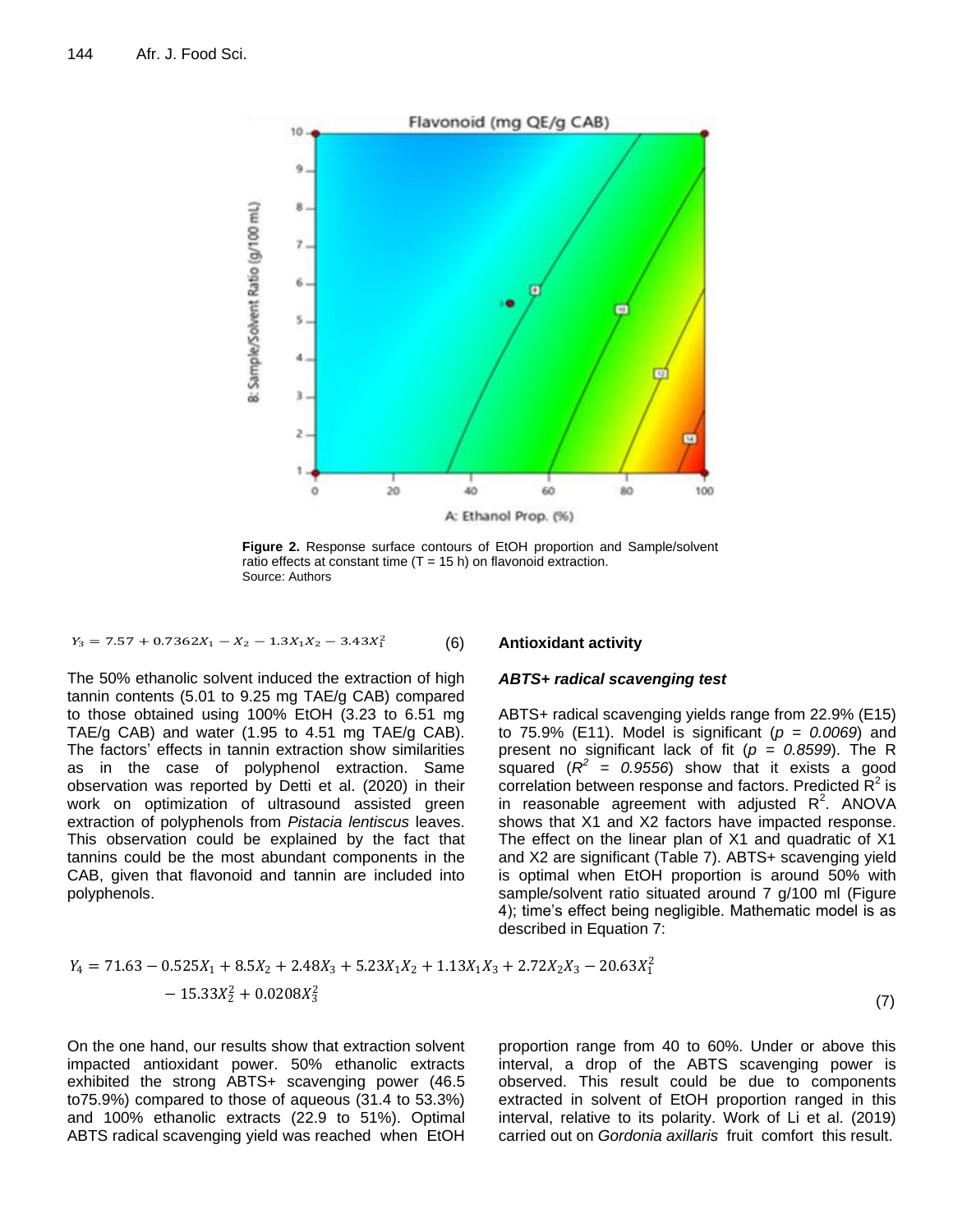Figure 2. Response surface contours of EtOH proportion and Sample/solvent ratio effects at constant time (T = 15 h) on flavonoid extraction.
Source: Authors

$$Y_3 = 7.57 + 0.7362X_1 - X_2 - 1.3X_1X_2 - 3.43X_1^2 \quad (6)$$

The 50% ethanolic solvent induced the extraction of high tannin contents (5.01 to 9.25 mg TAE/g CAB) compared to those obtained using 100% EtOH (3.23 to 6.51 mg TAE/g CAB) and water (1.95 to 4.51 mg TAE/g CAB). The factors' effects in tannin extraction show similarities as in the case of polyphenol extraction. Same observation was reported by Detti et al. (2020) in their work on optimization of ultrasound assisted green extraction of polyphenols from *Pistacia lentiscus* leaves. This observation could be explained by the fact that tannins could be the most abundant components in the CAB, given that flavonoid and tannin are included into polyphenols.

## Antioxidant activity

### *ABTS+ radical scavenging test*

ABTS+ radical scavenging yields range from 22.9% (E15) to 75.9% (E11). Model is significant ($p = 0.0069$) and present no significant lack of fit ($p = 0.8599$). The R squared ($R^2 = 0.9556$) show that it exists a good correlation between response and factors. Predicted $R^2$ is in reasonable agreement with adjusted $R^2$. ANOVA shows that X1 and X2 factors have impacted response. The effect on the linear plan of X1 and quadratic of X1 and X2 are significant (Table 7). ABTS+ scavenging yield is optimal when EtOH proportion is around 50% with sample/solvent ratio situated around 7 g/100 ml (Figure 4); time's effect being negligible. Mathematic model is as described in Equation 7:

$$Y_4 = 71.63 - 0.525X_1 + 8.5X_2 + 2.48X_3 + 5.23X_1X_2 + 1.13X_1X_3 + 2.72X_2X_3 - 20.63X_1^2 - 15.33X_2^2 + 0.0208X_3^2 \quad (7)$$

On the one hand, our results show that extraction solvent impacted antioxidant power. 50% ethanolic extracts exhibited the strong ABTS+ scavenging power (46.5 to75.9%) compared to those of aqueous (31.4 to 53.3%) and 100% ethanolic extracts (22.9 to 51%). Optimal ABTS radical scavenging yield was reached when EtOH proportion range from 40 to 60%. Under or above this interval, a drop of the ABTS scavenging power is observed. This result could be due to components extracted in solvent of EtOH proportion ranged in this interval, relative to its polarity. Work of Li et al. (2019) carried out on *Gordonia axillaris* fruit comfort this result.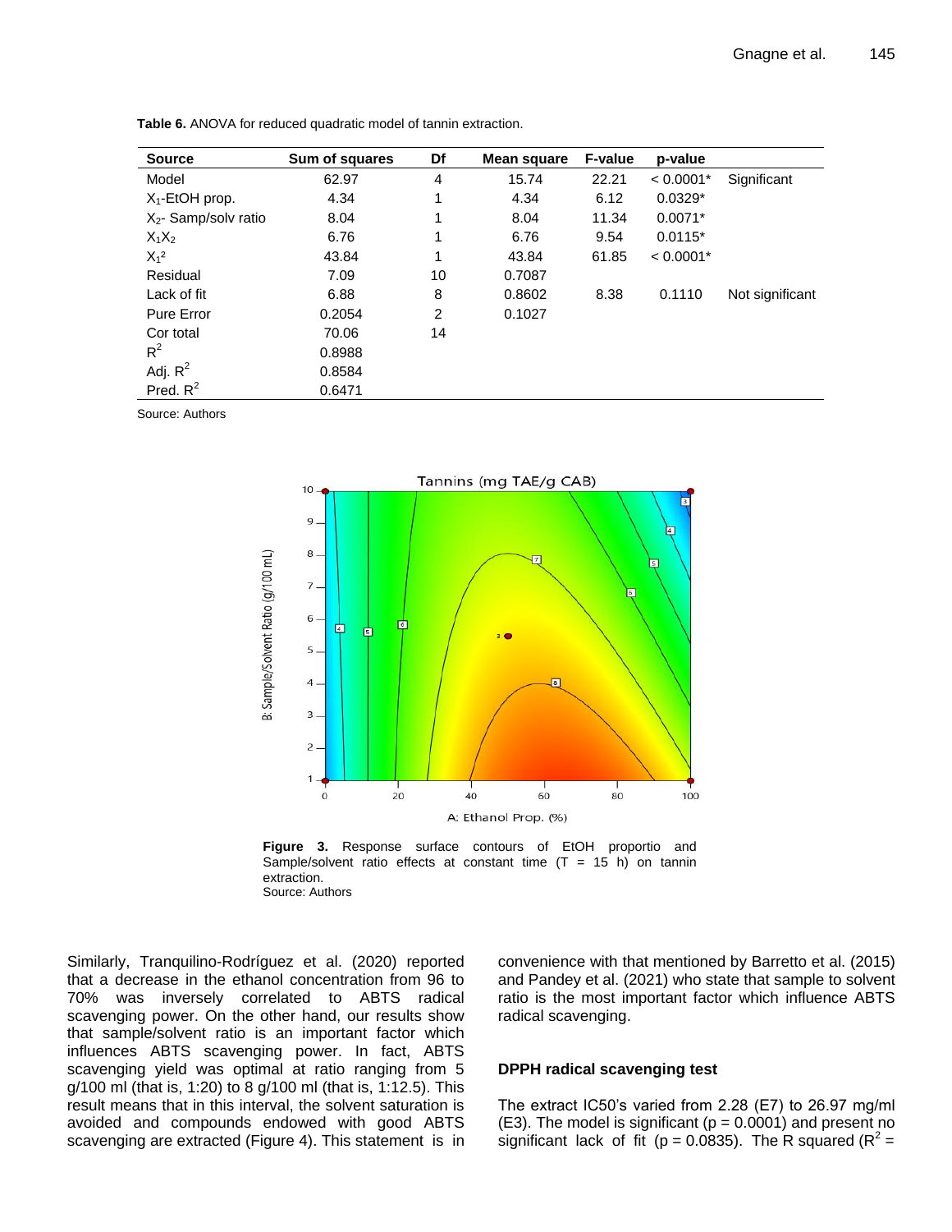**Table 6.** ANOVA for reduced quadratic model of tannin extraction.

| Source | Sum of squares | Df | Mean square | F-value | p-value | |
|---|---|---|---|---|---|---|
| Model | 62.97 | 4 | 15.74 | 22.21 | < 0.0001* | Significant |
| $X_1$-EtOH prop. | 4.34 | 1 | 4.34 | 6.12 | 0.0329* | |
| $X_2$- Samp/solv ratio | 8.04 | 1 | 8.04 | 11.34 | 0.0071* | |
| $X_1X_2$ | 6.76 | 1 | 6.76 | 9.54 | 0.0115* | |
| $X_1^2$ | 43.84 | 1 | 43.84 | 61.85 | < 0.0001* | |
| Residual | 7.09 | 10 | 0.7087 | | | |
| Lack of fit | 6.88 | 8 | 0.8602 | 8.38 | 0.1110 | Not significant |
| Pure Error | 0.2054 | 2 | 0.1027 | | | |
| Cor total | 70.06 | 14 | | | | |
| $R^2$ | 0.8988 | | | | | |
| Adj. $R^2$ | 0.8584 | | | | | |
| Pred. $R^2$ | 0.6471 | | | | | |

Source: Authors

**Figure 3.** Response surface contours of EtOH proportio and Sample/solvent ratio effects at constant time (T = 15 h) on tannin extraction.
Source: Authors

Similarly, Tranquilino-Rodríguez et al. (2020) reported that a decrease in the ethanol concentration from 96 to 70% was inversely correlated to ABTS radical scavenging power. On the other hand, our results show that sample/solvent ratio is an important factor which influences ABTS scavenging power. In fact, ABTS scavenging yield was optimal at ratio ranging from 5 g/100 ml (that is, 1:20) to 8 g/100 ml (that is, 1:12.5). This result means that in this interval, the solvent saturation is avoided and compounds endowed with good ABTS scavenging are extracted (Figure 4). This statement is in convenience with that mentioned by Barretto et al. (2015) and Pandey et al. (2021) who state that sample to solvent ratio is the most important factor which influence ABTS radical scavenging.

### DPPH radical scavenging test

The extract IC50's varied from 2.28 (E7) to 26.97 mg/ml (E3). The model is significant (p = 0.0001) and present no significant lack of fit (p = 0.0835). The R squared ($R^2$ =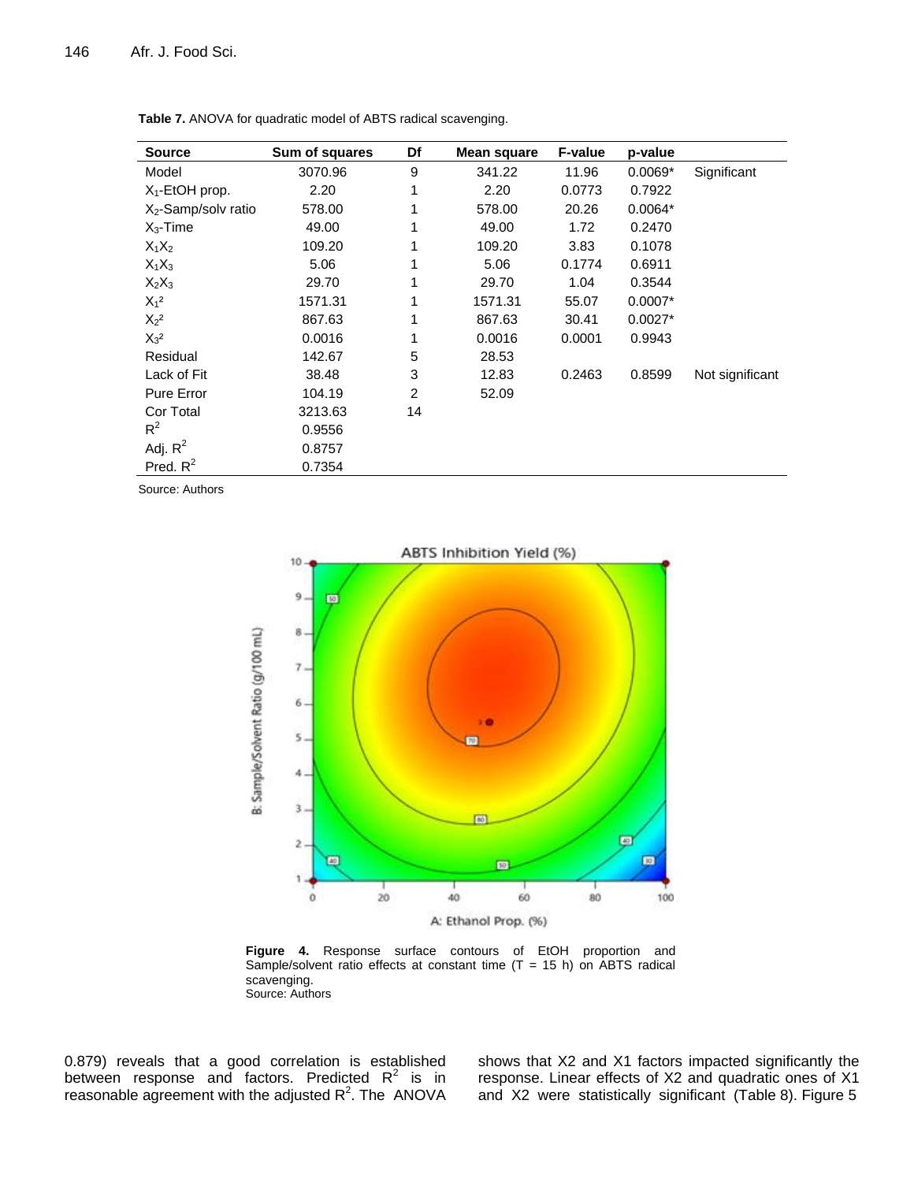**Table 7.** ANOVA for quadratic model of ABTS radical scavenging.

| Source | Sum of squares | Df | Mean square | F-value | p-value | |
|---|---|---|---|---|---|---|
| Model | 3070.96 | 9 | 341.22 | 11.96 | 0.0069* | Significant |
| $X_1$-EtOH prop. | 2.20 | 1 | 2.20 | 0.0773 | 0.7922 | |
| $X_2$-Samp/solv ratio | 578.00 | 1 | 578.00 | 20.26 | 0.0064* | |
| $X_3$-Time | 49.00 | 1 | 49.00 | 1.72 | 0.2470 | |
| $X_1X_2$ | 109.20 | 1 | 109.20 | 3.83 | 0.1078 | |
| $X_1X_3$ | 5.06 | 1 | 5.06 | 0.1774 | 0.6911 | |
| $X_2X_3$ | 29.70 | 1 | 29.70 | 1.04 | 0.3544 | |
| $X_1^2$ | 1571.31 | 1 | 1571.31 | 55.07 | 0.0007* | |
| $X_2^2$ | 867.63 | 1 | 867.63 | 30.41 | 0.0027* | |
| $X_3^2$ | 0.0016 | 1 | 0.0016 | 0.0001 | 0.9943 | |
| Residual | 142.67 | 5 | 28.53 | | | |
| Lack of Fit | 38.48 | 3 | 12.83 | 0.2463 | 0.8599 | Not significant |
| Pure Error | 104.19 | 2 | 52.09 | | | |
| Cor Total | 3213.63 | 14 | | | | |
| $R^2$ | 0.9556 | | | | | |
| Adj. $R^2$ | 0.8757 | | | | | |
| Pred. $R^2$ | 0.7354 | | | | | |

Source: Authors

**Figure 4.** Response surface contours of EtOH proportion and Sample/solvent ratio effects at constant time (T = 15 h) on ABTS radical scavenging.
Source: Authors

0.879) reveals that a good correlation is established between response and factors. Predicted $R^2$ is in reasonable agreement with the adjusted $R^2$. The ANOVA shows that X2 and X1 factors impacted significantly the response. Linear effects of X2 and quadratic ones of X1 and X2 were statistically significant (Table 8). Figure 5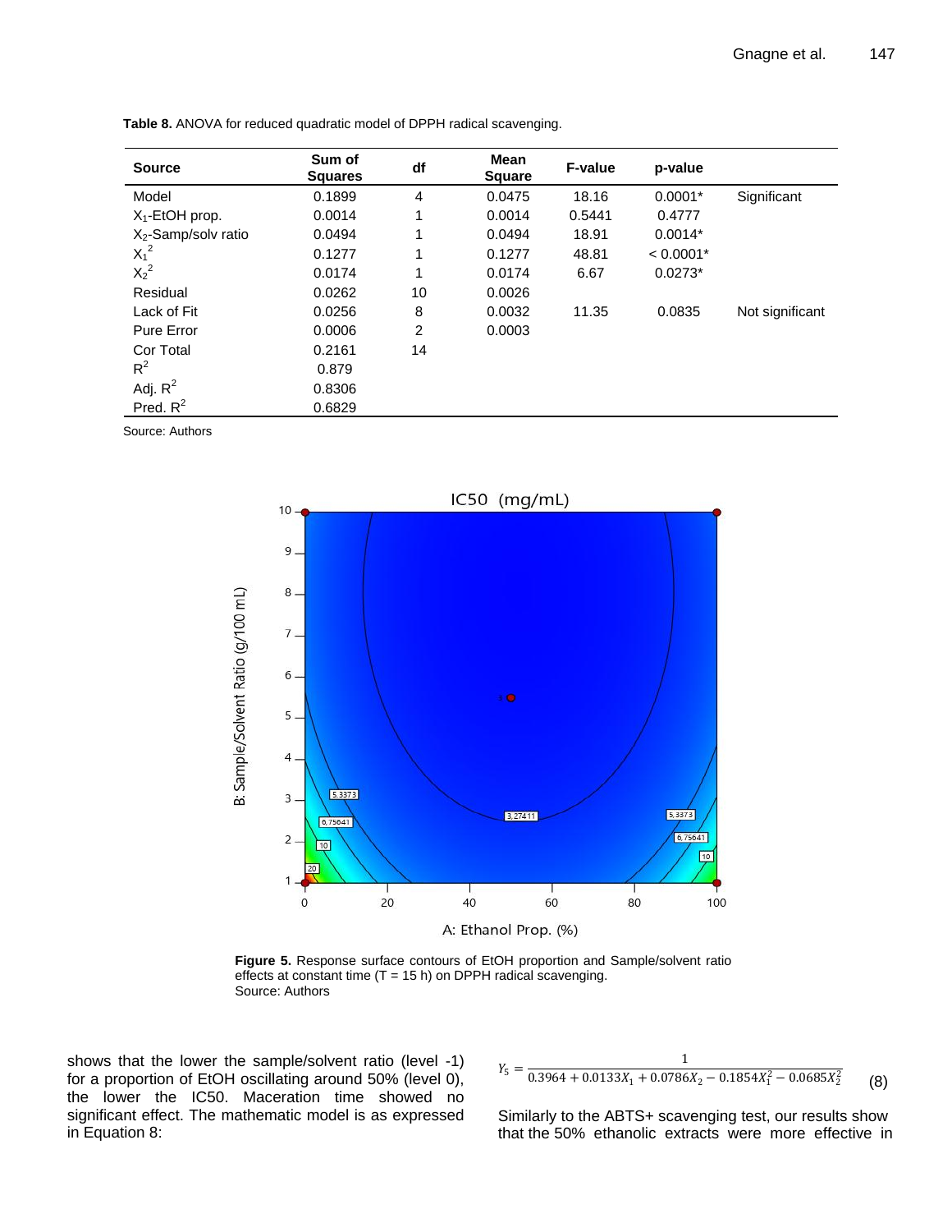**Table 8.** ANOVA for reduced quadratic model of DPPH radical scavenging.

| Source | Sum of Squares | df | Mean Square | F-value | p-value | |
|---|---|---|---|---|---|---|
| Model | 0.1899 | 4 | 0.0475 | 18.16 | 0.0001* | Significant |
| $X_1$-EtOH prop. | 0.0014 | 1 | 0.0014 | 0.5441 | 0.4777 | |
| $X_2$-Samp/solv ratio | 0.0494 | 1 | 0.0494 | 18.91 | 0.0014* | |
| $X_1^2$ | 0.1277 | 1 | 0.1277 | 48.81 | < 0.0001* | |
| $X_2^2$ | 0.0174 | 1 | 0.0174 | 6.67 | 0.0273* | |
| Residual | 0.0262 | 10 | 0.0026 | | | |
| Lack of Fit | 0.0256 | 8 | 0.0032 | 11.35 | 0.0835 | Not significant |
| Pure Error | 0.0006 | 2 | 0.0003 | | | |
| Cor Total | 0.2161 | 14 | | | | |
| $R^2$ | 0.879 | | | | | |
| Adj. $R^2$ | 0.8306 | | | | | |
| Pred. $R^2$ | 0.6829 | | | | | |

Source: Authors

**Figure 5.** Response surface contours of EtOH proportion and Sample/solvent ratio effects at constant time (T = 15 h) on DPPH radical scavenging.
Source: Authors

shows that the lower the sample/solvent ratio (level -1) for a proportion of EtOH oscillating around 50% (level 0), the lower the IC50. Maceration time showed no significant effect. The mathematic model is as expressed in Equation 8:

$$Y_5 = \frac{1}{0.3964 + 0.0133X_1 + 0.0786X_2 - 0.1854X_1^2 - 0.0685X_2^2} \quad (8)$$

Similarly to the ABTS+ scavenging test, our results show that the 50% ethanolic extracts were more effective in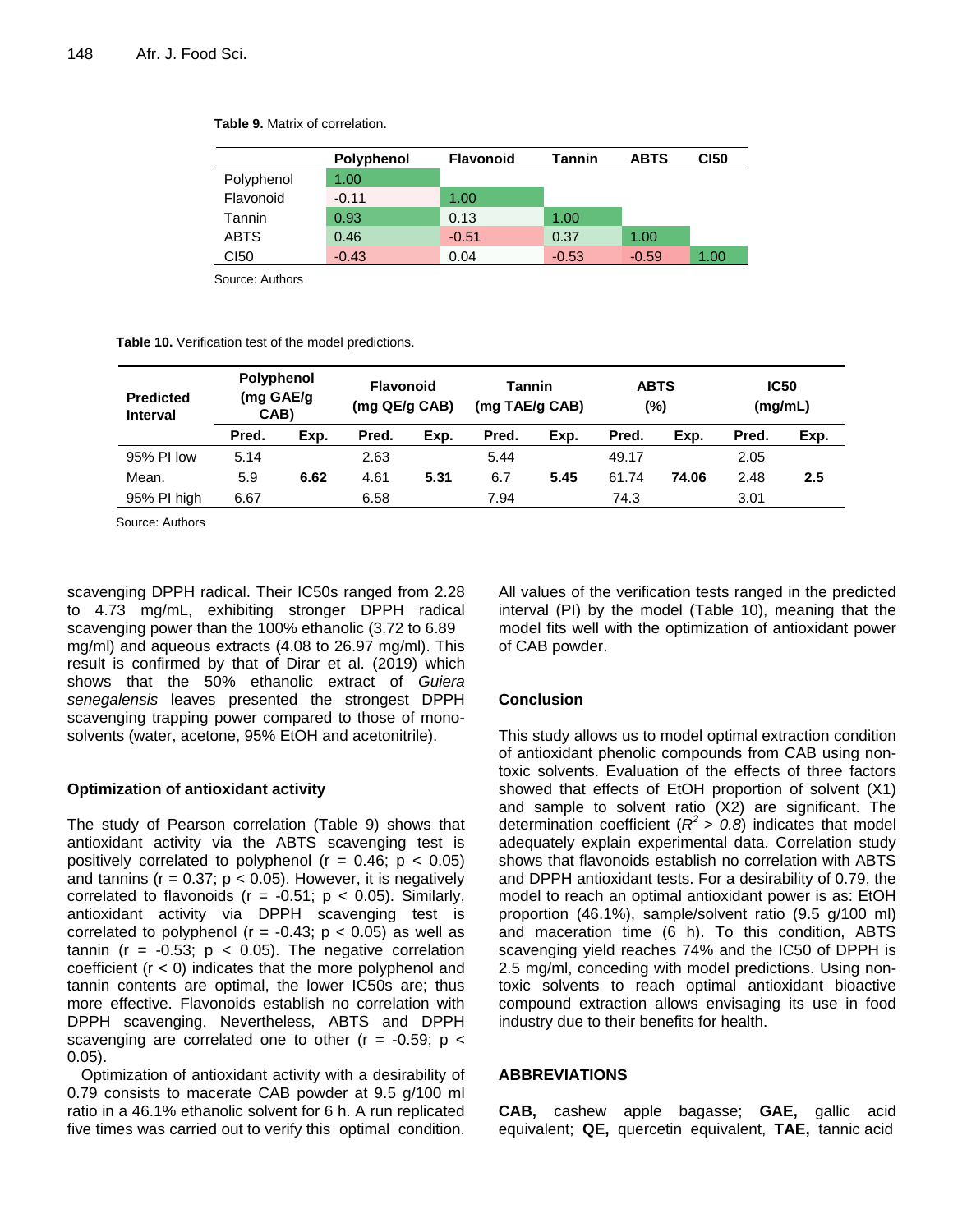**Table 9.** Matrix of correlation.

| | Polyphenol | Flavonoid | Tannin | ABTS | CI50 |
|---|---|---|---|---|---|
| Polyphenol | 1.00 | | | | |
| Flavonoid | -0.11 | 1.00 | | | |
| Tannin | 0.93 | 0.13 | 1.00 | | |
| ABTS | 0.46 | -0.51 | 0.37 | 1.00 | |
| CI50 | -0.43 | 0.04 | -0.53 | -0.59 | 1.00 |

Source: Authors

**Table 10.** Verification test of the model predictions.

| Predicted Interval | Polyphenol (mg GAE/g CAB) | | Flavonoid (mg QE/g CAB) | | Tannin (mg TAE/g CAB) | | ABTS (%) | | IC50 (mg/mL) | |
|---|---|---|---|---|---|---|---|---|---|---|
| | Pred. | Exp. | Pred. | Exp. | Pred. | Exp. | Pred. | Exp. | Pred. | Exp. |
| 95% PI low | 5.14 | | 2.63 | | 5.44 | | 49.17 | | 2.05 | |
| Mean. | 5.9 | **6.62** | 4.61 | **5.31** | 6.7 | **5.45** | 61.74 | **74.06** | 2.48 | **2.5** |
| 95% PI high | 6.67 | | 6.58 | | 7.94 | | 74.3 | | 3.01 | |

Source: Authors

scavenging DPPH radical. Their IC50s ranged from 2.28 to 4.73 mg/mL, exhibiting stronger DPPH radical scavenging power than the 100% ethanolic (3.72 to 6.89 mg/ml) and aqueous extracts (4.08 to 26.97 mg/ml). This result is confirmed by that of Dirar et al. (2019) which shows that the 50% ethanolic extract of *Guiera senegalensis* leaves presented the strongest DPPH scavenging trapping power compared to those of mono-solvents (water, acetone, 95% EtOH and acetonitrile).

## Optimization of antioxidant activity

The study of Pearson correlation (Table 9) shows that antioxidant activity via the ABTS scavenging test is positively correlated to polyphenol ($r = 0.46$; $p < 0.05$) and tannins ($r = 0.37$; $p < 0.05$). However, it is negatively correlated to flavonoids ($r = -0.51$; $p < 0.05$). Similarly, antioxidant activity via DPPH scavenging test is correlated to polyphenol ($r = -0.43$; $p < 0.05$) as well as tannin ($r = -0.53$; $p < 0.05$). The negative correlation coefficient ($r < 0$) indicates that the more polyphenol and tannin contents are optimal, the lower IC50s are; thus more effective. Flavonoids establish no correlation with DPPH scavenging. Nevertheless, ABTS and DPPH scavenging are correlated one to other ($r = -0.59$; $p < 0.05$).

Optimization of antioxidant activity with a desirability of 0.79 consists to macerate CAB powder at 9.5 g/100 ml ratio in a 46.1% ethanolic solvent for 6 h. A run replicated five times was carried out to verify this optimal condition. All values of the verification tests ranged in the predicted interval (PI) by the model (Table 10), meaning that the model fits well with the optimization of antioxidant power of CAB powder.

## Conclusion

This study allows us to model optimal extraction condition of antioxidant phenolic compounds from CAB using non-toxic solvents. Evaluation of the effects of three factors showed that effects of EtOH proportion of solvent (X1) and sample to solvent ratio (X2) are significant. The determination coefficient ($R^2 > 0.8$) indicates that model adequately explain experimental data. Correlation study shows that flavonoids establish no correlation with ABTS and DPPH antioxidant tests. For a desirability of 0.79, the model to reach an optimal antioxidant power is as: EtOH proportion (46.1%), sample/solvent ratio (9.5 g/100 ml) and maceration time (6 h). To this condition, ABTS scavenging yield reaches 74% and the IC50 of DPPH is 2.5 mg/ml, conceding with model predictions. Using non-toxic solvents to reach optimal antioxidant bioactive compound extraction allows envisaging its use in food industry due to their benefits for health.

## ABBREVIATIONS

**CAB,** cashew apple bagasse; **GAE,** gallic acid equivalent; **QE,** quercetin equivalent, **TAE,** tannic acid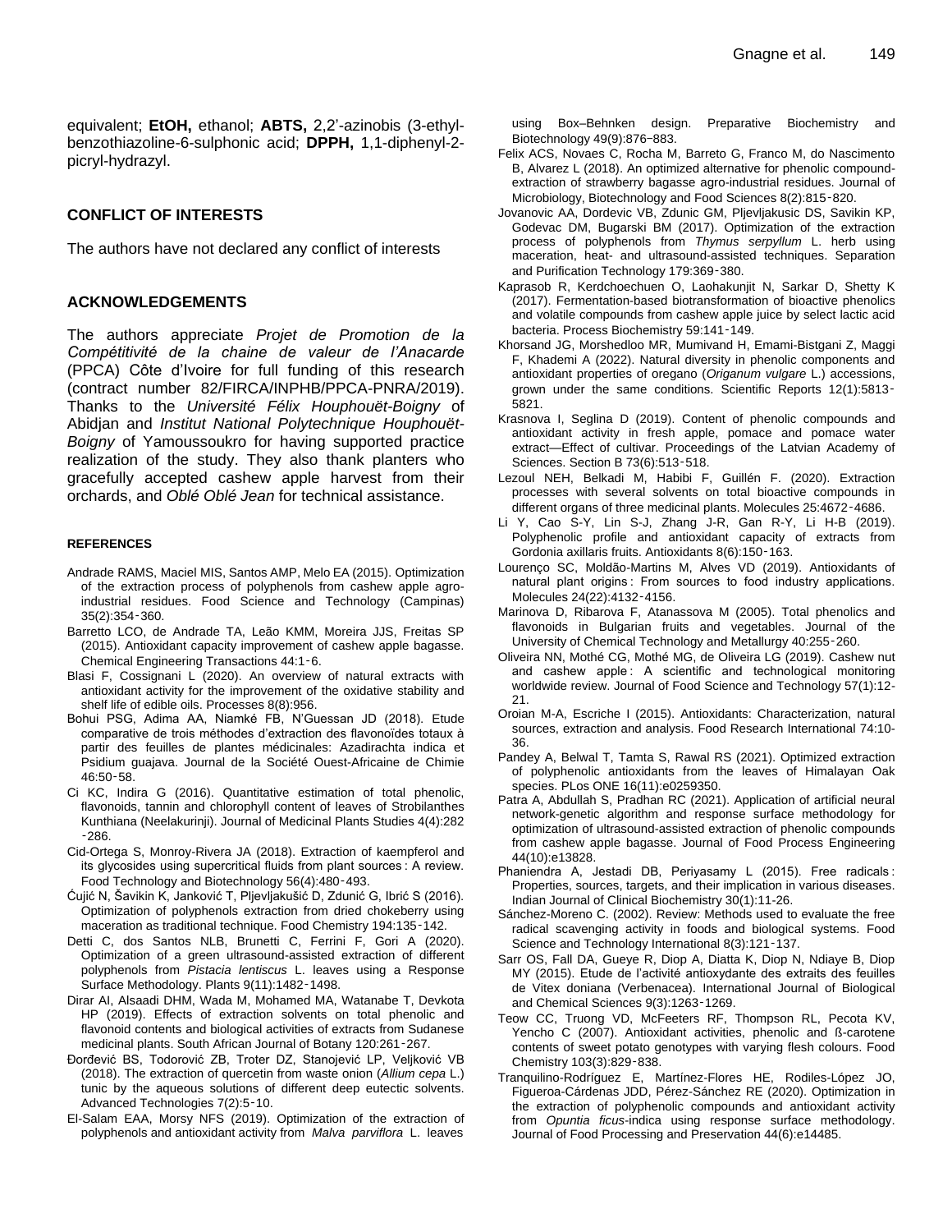equivalent; **EtOH,** ethanol; **ABTS,** 2,2'-azinobis (3-ethyl-benzothiazoline-6-sulphonic acid; **DPPH,** 1,1-diphenyl-2-picryl-hydrazyl.

## CONFLICT OF INTERESTS

The authors have not declared any conflict of interests

## ACKNOWLEDGEMENTS

The authors appreciate *Projet de Promotion de la Compétitivité de la chaine de valeur de l'Anacarde* (PPCA) Côte d'Ivoire for full funding of this research (contract number 82/FIRCA/INPHB/PPCA-PNRA/2019). Thanks to the *Université Félix Houphouët-Boigny* of Abidjan and *Institut National Polytechnique Houphouët-Boigny* of Yamoussoukro for having supported practice realization of the study. They also thank planters who gracefully accepted cashew apple harvest from their orchards, and *Oblé Oblé Jean* for technical assistance.

## REFERENCES

Andrade RAMS, Maciel MIS, Santos AMP, Melo EA (2015). Optimization of the extraction process of polyphenols from cashew apple agro-industrial residues. Food Science and Technology (Campinas) 35(2):354‑360.

Barretto LCO, de Andrade TA, Leão KMM, Moreira JJS, Freitas SP (2015). Antioxidant capacity improvement of cashew apple bagasse. Chemical Engineering Transactions 44:1‑6.

Blasi F, Cossignani L (2020). An overview of natural extracts with antioxidant activity for the improvement of the oxidative stability and shelf life of edible oils. Processes 8(8):956.

Bohui PSG, Adima AA, Niamké FB, N'Guessan JD (2018). Etude comparative de trois méthodes d'extraction des flavonoïdes totaux à partir des feuilles de plantes médicinales: Azadirachta indica et Psidium guajava. Journal de la Société Ouest-Africaine de Chimie 46:50‑58.

Ci KC, Indira G (2016). Quantitative estimation of total phenolic, flavonoids, tannin and chlorophyll content of leaves of Strobilanthes Kunthiana (Neelakurinji). Journal of Medicinal Plants Studies 4(4):282‑286.

Cid-Ortega S, Monroy-Rivera JA (2018). Extraction of kaempferol and its glycosides using supercritical fluids from plant sources : A review. Food Technology and Biotechnology 56(4):480‑493.

Ćujić N, Šavikin K, Janković T, Pljevljakušić D, Zdunić G, Ibrić S (2016). Optimization of polyphenols extraction from dried chokeberry using maceration as traditional technique. Food Chemistry 194:135‑142.

Detti C, dos Santos NLB, Brunetti C, Ferrini F, Gori A (2020). Optimization of a green ultrasound-assisted extraction of different polyphenols from *Pistacia lentiscus* L. leaves using a Response Surface Methodology. Plants 9(11):1482‑1498.

Dirar AI, Alsaadi DHM, Wada M, Mohamed MA, Watanabe T, Devkota HP (2019). Effects of extraction solvents on total phenolic and flavonoid contents and biological activities of extracts from Sudanese medicinal plants. South African Journal of Botany 120:261‑267.

Đorđević BS, Todorović ZB, Troter DZ, Stanojević LP, Veljković VB (2018). The extraction of quercetin from waste onion (*Allium cepa* L.) tunic by the aqueous solutions of different deep eutectic solvents. Advanced Technologies 7(2):5‑10.

El-Salam EAA, Morsy NFS (2019). Optimization of the extraction of polyphenols and antioxidant activity from *Malva parviflora* L. leaves using Box–Behnken design. Preparative Biochemistry and Biotechnology 49(9):876−883.

Felix ACS, Novaes C, Rocha M, Barreto G, Franco M, do Nascimento B, Alvarez L (2018). An optimized alternative for phenolic compound-extraction of strawberry bagasse agro-industrial residues. Journal of Microbiology, Biotechnology and Food Sciences 8(2):815‑820.

Jovanovic AA, Dordevic VB, Zdunic GM, Pljevljakusic DS, Savikin KP, Godevac DM, Bugarski BM (2017). Optimization of the extraction process of polyphenols from *Thymus serpyllum* L. herb using maceration, heat- and ultrasound-assisted techniques. Separation and Purification Technology 179:369‑380.

Kaprasob R, Kerdchoechuen O, Laohakunjit N, Sarkar D, Shetty K (2017). Fermentation-based biotransformation of bioactive phenolics and volatile compounds from cashew apple juice by select lactic acid bacteria. Process Biochemistry 59:141‑149.

Khorsand JG, Morshedloo MR, Mumivand H, Emami-Bistgani Z, Maggi F, Khademi A (2022). Natural diversity in phenolic components and antioxidant properties of oregano (*Origanum vulgare* L.) accessions, grown under the same conditions. Scientific Reports 12(1):5813‑5821.

Krasnova I, Seglina D (2019). Content of phenolic compounds and antioxidant activity in fresh apple, pomace and pomace water extract—Effect of cultivar. Proceedings of the Latvian Academy of Sciences. Section B 73(6):513‑518.

Lezoul NEH, Belkadi M, Habibi F, Guillén F. (2020). Extraction processes with several solvents on total bioactive compounds in different organs of three medicinal plants. Molecules 25:4672‑4686.

Li Y, Cao S-Y, Lin S-J, Zhang J-R, Gan R-Y, Li H-B (2019). Polyphenolic profile and antioxidant capacity of extracts from Gordonia axillaris fruits. Antioxidants 8(6):150‑163.

Lourenço SC, Moldão-Martins M, Alves VD (2019). Antioxidants of natural plant origins : From sources to food industry applications. Molecules 24(22):4132‑4156.

Marinova D, Ribarova F, Atanassova M (2005). Total phenolics and flavonoids in Bulgarian fruits and vegetables. Journal of the University of Chemical Technology and Metallurgy 40:255‑260.

Oliveira NN, Mothé CG, Mothé MG, de Oliveira LG (2019). Cashew nut and cashew apple : A scientific and technological monitoring worldwide review. Journal of Food Science and Technology 57(1):12-21.

Oroian M-A, Escriche I (2015). Antioxidants: Characterization, natural sources, extraction and analysis. Food Research International 74:10-36.

Pandey A, Belwal T, Tamta S, Rawal RS (2021). Optimized extraction of polyphenolic antioxidants from the leaves of Himalayan Oak species. PLos ONE 16(11):e0259350.

Patra A, Abdullah S, Pradhan RC (2021). Application of artificial neural network-genetic algorithm and response surface methodology for optimization of ultrasound-assisted extraction of phenolic compounds from cashew apple bagasse. Journal of Food Process Engineering 44(10):e13828.

Phaniendra A, Jestadi DB, Periyasamy L (2015). Free radicals : Properties, sources, targets, and their implication in various diseases. Indian Journal of Clinical Biochemistry 30(1):11-26.

Sánchez-Moreno C. (2002). Review: Methods used to evaluate the free radical scavenging activity in foods and biological systems. Food Science and Technology International 8(3):121‑137.

Sarr OS, Fall DA, Gueye R, Diop A, Diatta K, Diop N, Ndiaye B, Diop MY (2015). Etude de l'activité antioxydante des extraits des feuilles de Vitex doniana (Verbenacea). International Journal of Biological and Chemical Sciences 9(3):1263‑1269.

Teow CC, Truong VD, McFeeters RF, Thompson RL, Pecota KV, Yencho C (2007). Antioxidant activities, phenolic and ß-carotene contents of sweet potato genotypes with varying flesh colours. Food Chemistry 103(3):829‑838.

Tranquilino-Rodríguez E, Martínez-Flores HE, Rodiles-López JO, Figueroa-Cárdenas JDD, Pérez-Sánchez RE (2020). Optimization in the extraction of polyphenolic compounds and antioxidant activity from *Opuntia ficus*-indica using response surface methodology. Journal of Food Processing and Preservation 44(6):e14485.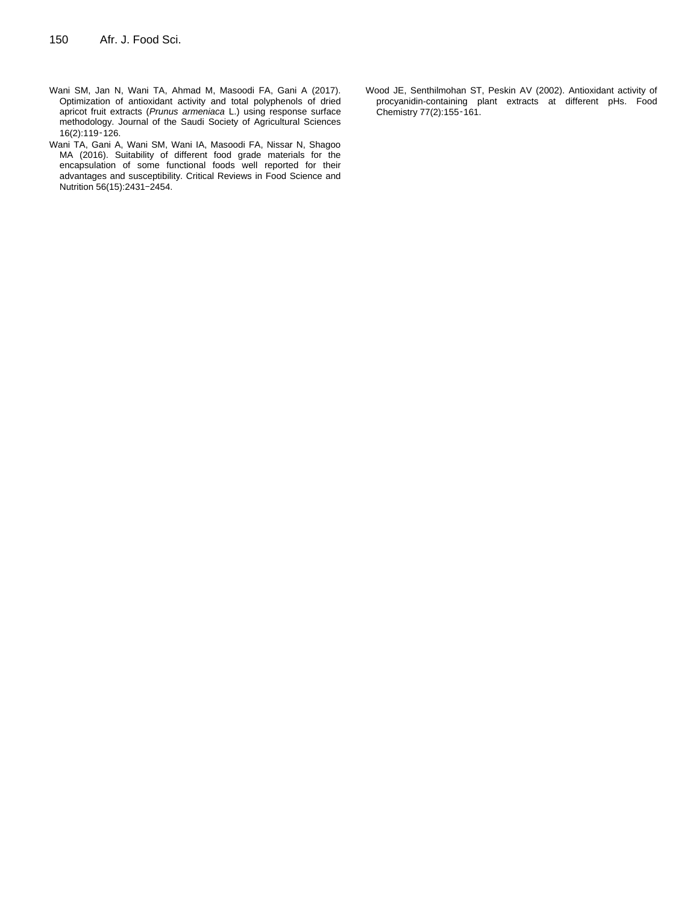Wani SM, Jan N, Wani TA, Ahmad M, Masoodi FA, Gani A (2017). Optimization of antioxidant activity and total polyphenols of dried apricot fruit extracts (*Prunus armeniaca* L.) using response surface methodology. Journal of the Saudi Society of Agricultural Sciences 16(2):119-126.

Wani TA, Gani A, Wani SM, Wani IA, Masoodi FA, Nissar N, Shagoo MA (2016). Suitability of different food grade materials for the encapsulation of some functional foods well reported for their advantages and susceptibility. Critical Reviews in Food Science and Nutrition 56(15):2431−2454.

Wood JE, Senthilmohan ST, Peskin AV (2002). Antioxidant activity of procyanidin-containing plant extracts at different pHs. Food Chemistry 77(2):155-161.